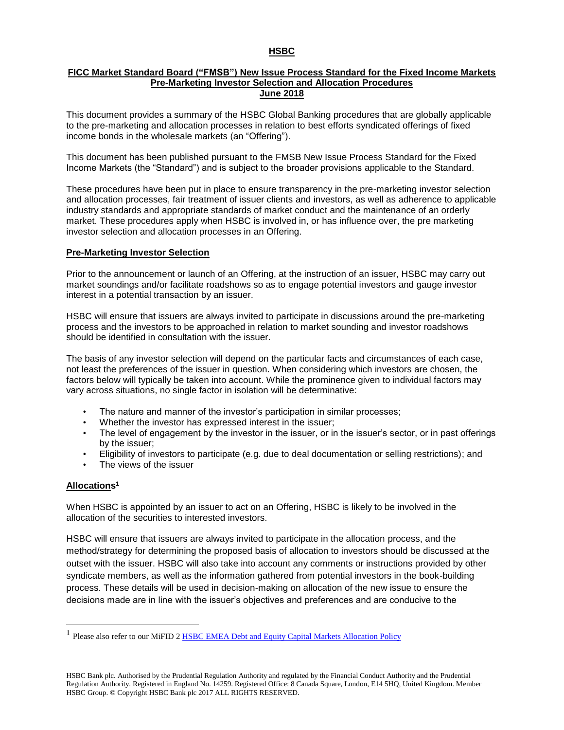# HSBC

## FICC Market Standard Board ("FMSB") New Issue Process Standard for the Fixed Income Markets Pre-Marketing Investor Selection and Allocation Procedures June 2018

This document provides a summary of the HSBC Global Banking procedures that are globally applicable to the pre-marketing and allocation processes in relation to best efforts syndicated offerings of fixed income bonds in the wholesale markets (an "Offering").

This document has been published pursuant to the FMSB New Issue Process Standard for the Fixed Income Markets (the "Standard") and is subject to the broader provisions applicable to the Standard.

These procedures have been put in place to ensure transparency in the pre-marketing investor selection and allocation processes, fair treatment of issuer clients and investors, as well as adherence to applicable industry standards and appropriate standards of market conduct and the maintenance of an orderly market. These procedures apply when HSBC is involved in, or has influence over, the pre marketing investor selection and allocation processes in an Offering.

### Pre-Marketing Investor Selection

Prior to the announcement or launch of an Offering, at the instruction of an issuer, HSBC may carry out market soundings and/or facilitate roadshows so as to engage potential investors and gauge investor interest in a potential transaction by an issuer.

HSBC will ensure that issuers are always invited to participate in discussions around the pre-marketing process and the investors to be approached in relation to market sounding and investor roadshows should be identified in consultation with the issuer.

The basis of any investor selection will depend on the particular facts and circumstances of each case, not least the preferences of the issuer in question. When considering which investors are chosen, the factors below will typically be taken into account. While the prominence given to individual factors may vary across situations, no single factor in isolation will be determinative:

- The nature and manner of the investor's participation in similar processes;
- Whether the investor has expressed interest in the issuer;
- The level of engagement by the investor in the issuer, or in the issuer's sector, or in past offerings by the issuer;
- Eligibility of investors to participate (e.g. due to deal documentation or selling restrictions); and
- The views of the issuer

### Allocations[1]

When HSBC is appointed by an issuer to act on an Offering, HSBC is likely to be involved in the allocation of the securities to interested investors.

HSBC will ensure that issuers are always invited to participate in the allocation process, and the method/strategy for determining the proposed basis of allocation to investors should be discussed at the outset with the issuer. HSBC will also take into account any comments or instructions provided by other syndicate members, as well as the information gathered from potential investors in the book-building process. These details will be used in decision-making on allocation of the new issue to ensure the decisions made are in line with the issuer's objectives and preferences and are conducive to the

---

[1] Please also refer to our MiFID 2 HSBC EMEA Debt and Equity Capital Markets Allocation Policy

HSBC Bank plc. Authorised by the Prudential Regulation Authority and regulated by the Financial Conduct Authority and the Prudential Regulation Authority. Registered in England No. 14259. Registered Office: 8 Canada Square, London, E14 5HQ, United Kingdom. Member HSBC Group. © Copyright HSBC Bank plc 2017 ALL RIGHTS RESERVED.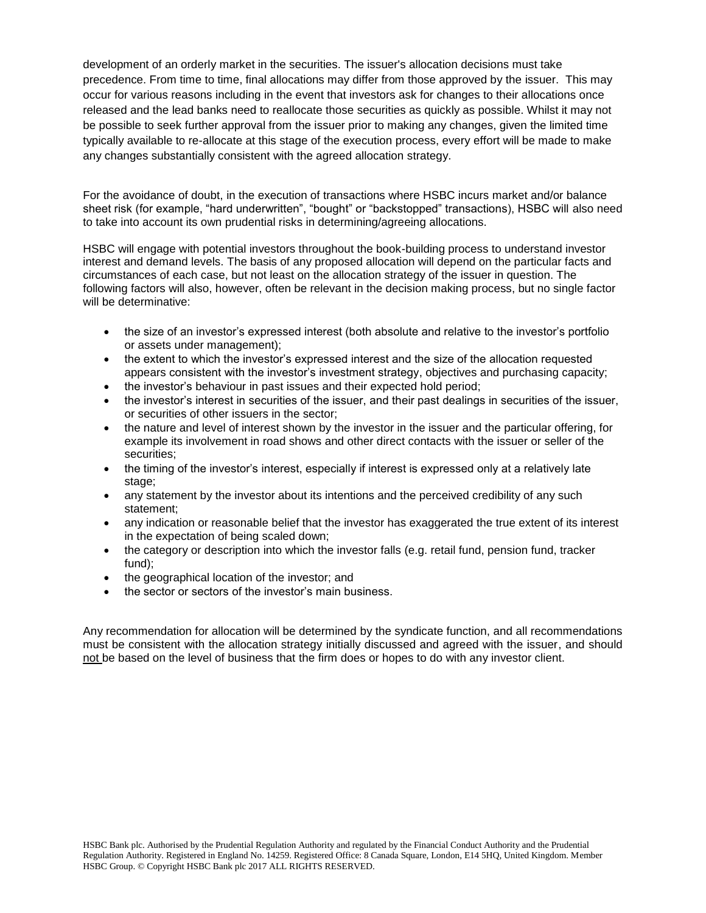development of an orderly market in the securities. The issuer's allocation decisions must take precedence. From time to time, final allocations may differ from those approved by the issuer. This may occur for various reasons including in the event that investors ask for changes to their allocations once released and the lead banks need to reallocate those securities as quickly as possible. Whilst it may not be possible to seek further approval from the issuer prior to making any changes, given the limited time typically available to re-allocate at this stage of the execution process, every effort will be made to make any changes substantially consistent with the agreed allocation strategy.

For the avoidance of doubt, in the execution of transactions where HSBC incurs market and/or balance sheet risk (for example, "hard underwritten", "bought" or "backstopped" transactions), HSBC will also need to take into account its own prudential risks in determining/agreeing allocations.

HSBC will engage with potential investors throughout the book-building process to understand investor interest and demand levels. The basis of any proposed allocation will depend on the particular facts and circumstances of each case, but not least on the allocation strategy of the issuer in question. The following factors will also, however, often be relevant in the decision making process, but no single factor will be determinative:

- the size of an investor's expressed interest (both absolute and relative to the investor's portfolio or assets under management);
- the extent to which the investor's expressed interest and the size of the allocation requested appears consistent with the investor's investment strategy, objectives and purchasing capacity;
- the investor's behaviour in past issues and their expected hold period;
- the investor's interest in securities of the issuer, and their past dealings in securities of the issuer, or securities of other issuers in the sector;
- the nature and level of interest shown by the investor in the issuer and the particular offering, for example its involvement in road shows and other direct contacts with the issuer or seller of the securities;
- the timing of the investor's interest, especially if interest is expressed only at a relatively late stage;
- any statement by the investor about its intentions and the perceived credibility of any such statement;
- any indication or reasonable belief that the investor has exaggerated the true extent of its interest in the expectation of being scaled down;
- the category or description into which the investor falls (e.g. retail fund, pension fund, tracker fund);
- the geographical location of the investor; and
- the sector or sectors of the investor's main business.

Any recommendation for allocation will be determined by the syndicate function, and all recommendations must be consistent with the allocation strategy initially discussed and agreed with the issuer, and should not be based on the level of business that the firm does or hopes to do with any investor client.

HSBC Bank plc. Authorised by the Prudential Regulation Authority and regulated by the Financial Conduct Authority and the Prudential Regulation Authority. Registered in England No. 14259. Registered Office: 8 Canada Square, London, E14 5HQ, United Kingdom. Member HSBC Group. © Copyright HSBC Bank plc 2017 ALL RIGHTS RESERVED.